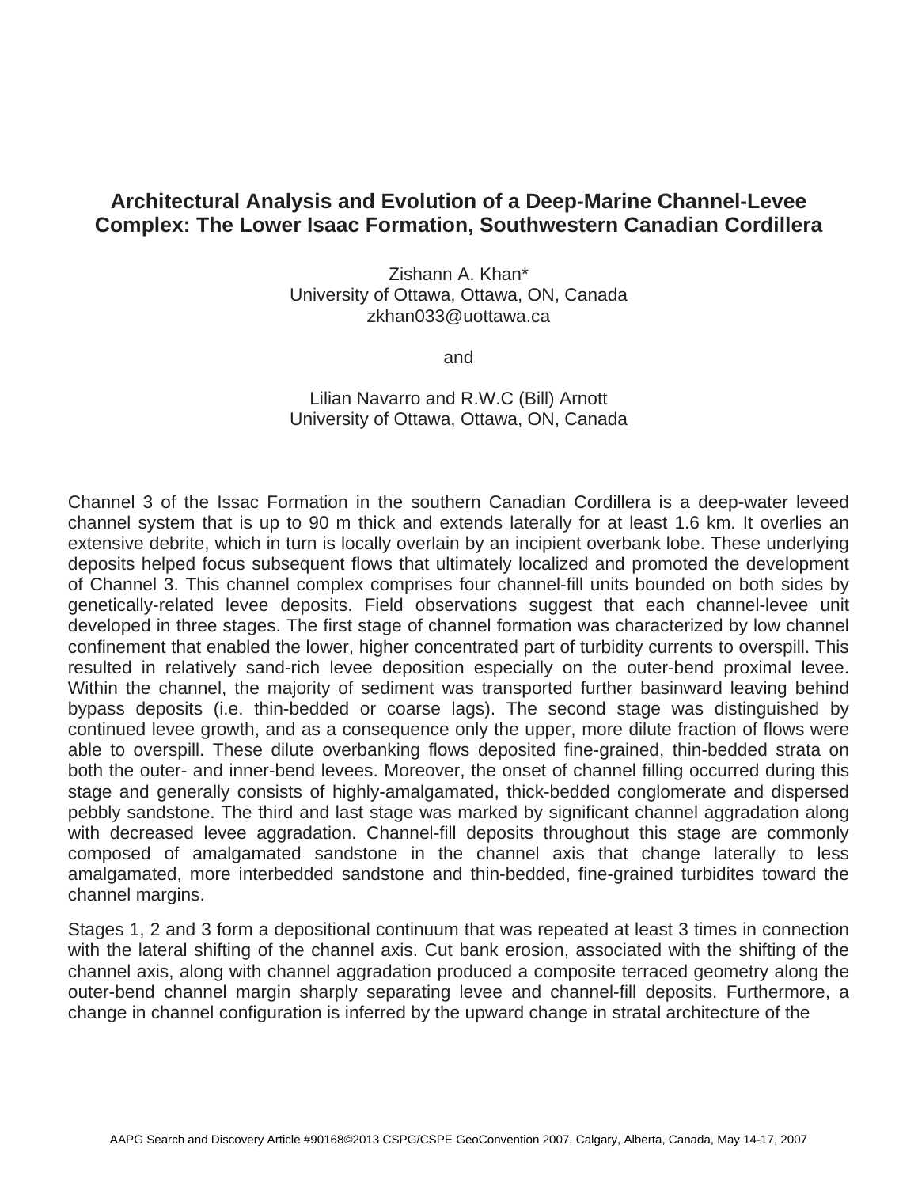# Architectural Analysis and Evolution of a Deep-Marine Channel-Levee Complex: The Lower Isaac Formation, Southwestern Canadian Cordillera

Zishann A. Khan*
University of Ottawa, Ottawa, ON, Canada
zkhan033@uottawa.ca

and

Lilian Navarro and R.W.C (Bill) Arnott
University of Ottawa, Ottawa, ON, Canada

Channel 3 of the Issac Formation in the southern Canadian Cordillera is a deep-water leveed channel system that is up to 90 m thick and extends laterally for at least 1.6 km. It overlies an extensive debrite, which in turn is locally overlain by an incipient overbank lobe. These underlying deposits helped focus subsequent flows that ultimately localized and promoted the development of Channel 3. This channel complex comprises four channel-fill units bounded on both sides by genetically-related levee deposits. Field observations suggest that each channel-levee unit developed in three stages. The first stage of channel formation was characterized by low channel confinement that enabled the lower, higher concentrated part of turbidity currents to overspill. This resulted in relatively sand-rich levee deposition especially on the outer-bend proximal levee. Within the channel, the majority of sediment was transported further basinward leaving behind bypass deposits (i.e. thin-bedded or coarse lags). The second stage was distinguished by continued levee growth, and as a consequence only the upper, more dilute fraction of flows were able to overspill. These dilute overbanking flows deposited fine-grained, thin-bedded strata on both the outer- and inner-bend levees. Moreover, the onset of channel filling occurred during this stage and generally consists of highly-amalgamated, thick-bedded conglomerate and dispersed pebbly sandstone. The third and last stage was marked by significant channel aggradation along with decreased levee aggradation. Channel-fill deposits throughout this stage are commonly composed of amalgamated sandstone in the channel axis that change laterally to less amalgamated, more interbedded sandstone and thin-bedded, fine-grained turbidites toward the channel margins.

Stages 1, 2 and 3 form a depositional continuum that was repeated at least 3 times in connection with the lateral shifting of the channel axis. Cut bank erosion, associated with the shifting of the channel axis, along with channel aggradation produced a composite terraced geometry along the outer-bend channel margin sharply separating levee and channel-fill deposits. Furthermore, a change in channel configuration is inferred by the upward change in stratal architecture of the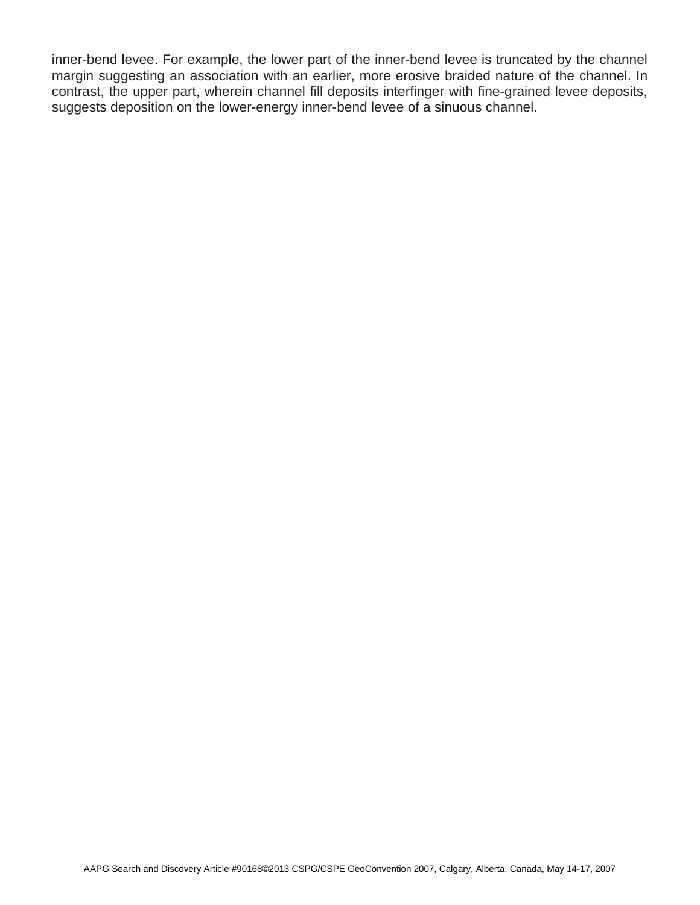inner-bend levee. For example, the lower part of the inner-bend levee is truncated by the channel margin suggesting an association with an earlier, more erosive braided nature of the channel. In contrast, the upper part, wherein channel fill deposits interfinger with fine-grained levee deposits, suggests deposition on the lower-energy inner-bend levee of a sinuous channel.